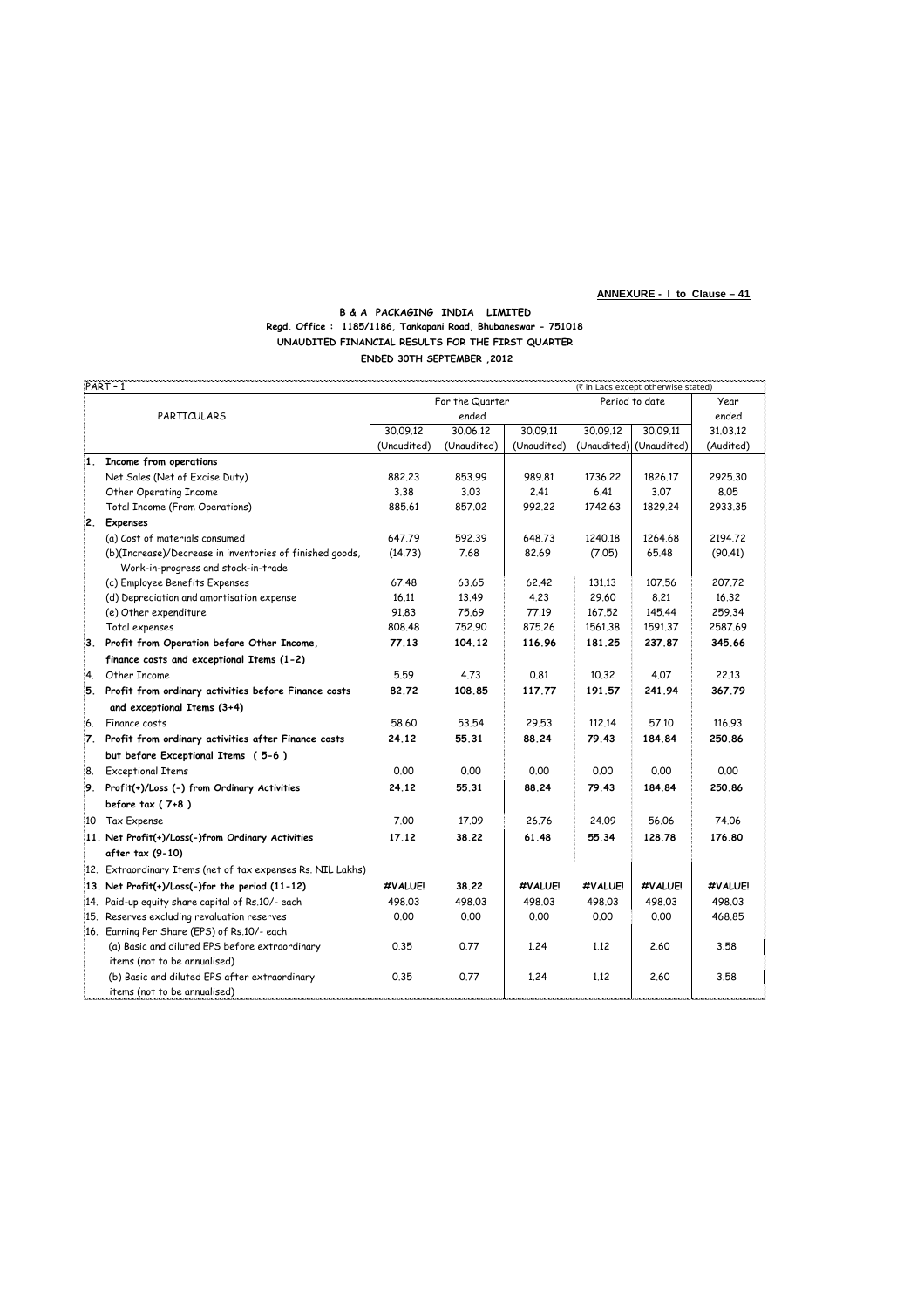**ANNEXURE - I to Clause – 41**

**B & A PACKAGING INDIA LIMITED**

**Regd. Office : 1185/1186, Tankapani Road, Bhubaneswar - 751018**

**UNAUDITED FINANCIAL RESULTS FOR THE FIRST QUARTER**

**ENDED 30TH SEPTEMBER ,2012**

PART – 1 (₹ in Lacs except otherwise stated)

| | PARTICULARS | For the Quarter ended | | | Period to date | | Year ended |
|---|---|---|---|---|---|---|---|
| | | 30.09.12 | 30.06.12 | 30.09.11 | 30.09.12 | 30.09.11 | 31.03.12 |
| | | (Unaudited) | (Unaudited) | (Unaudited) | (Unaudited) | (Unaudited) | (Audited) |
| **1.** | **Income from operations** | | | | | | |
| | Net Sales (Net of Excise Duty) | 882.23 | 853.99 | 989.81 | 1736.22 | 1826.17 | 2925.30 |
| | Other Operating Income | 3.38 | 3.03 | 2.41 | 6.41 | 3.07 | 8.05 |
| | Total Income (From Operations) | 885.61 | 857.02 | 992.22 | 1742.63 | 1829.24 | 2933.35 |
| **2.** | **Expenses** | | | | | | |
| | (a) Cost of materials consumed | 647.79 | 592.39 | 648.73 | 1240.18 | 1264.68 | 2194.72 |
| | (b)(Increase)/Decrease in inventories of finished goods, Work-in-progress and stock-in-trade | (14.73) | 7.68 | 82.69 | (7.05) | 65.48 | (90.41) |
| | (c) Employee Benefits Expenses | 67.48 | 63.65 | 62.42 | 131.13 | 107.56 | 207.72 |
| | (d) Depreciation and amortisation expense | 16.11 | 13.49 | 4.23 | 29.60 | 8.21 | 16.32 |
| | (e) Other expenditure | 91.83 | 75.69 | 77.19 | 167.52 | 145.44 | 259.34 |
| | Total expenses | 808.48 | 752.90 | 875.26 | 1561.38 | 1591.37 | 2587.69 |
| **3.** | **Profit from Operation before Other Income, finance costs and exceptional Items (1-2)** | **77.13** | **104.12** | **116.96** | **181.25** | **237.87** | **345.66** |
| 4. | Other Income | 5.59 | 4.73 | 0.81 | 10.32 | 4.07 | 22.13 |
| **5.** | **Profit from ordinary activities before Finance costs and exceptional Items (3+4)** | **82.72** | **108.85** | **117.77** | **191.57** | **241.94** | **367.79** |
| 6. | Finance costs | 58.60 | 53.54 | 29.53 | 112.14 | 57.10 | 116.93 |
| **7.** | **Profit from ordinary activities after Finance costs but before Exceptional Items ( 5-6 )** | **24.12** | **55.31** | **88.24** | **79.43** | **184.84** | **250.86** |
| 8. | Exceptional Items | 0.00 | 0.00 | 0.00 | 0.00 | 0.00 | 0.00 |
| **9.** | **Profit(+)/Loss (-) from Ordinary Activities before tax ( 7+8 )** | **24.12** | **55.31** | **88.24** | **79.43** | **184.84** | **250.86** |
| 10 | Tax Expense | 7.00 | 17.09 | 26.76 | 24.09 | 56.06 | 74.06 |
| **11.** | **Net Profit(+)/Loss(-)from Ordinary Activities after tax (9-10)** | **17.12** | **38.22** | **61.48** | **55.34** | **128.78** | **176.80** |
| 12. | Extraordinary Items (net of tax expenses Rs. NIL Lakhs) | | | | | | |
| **13.** | **Net Profit(+)/Loss(-)for the period (11-12)** | **#VALUE!** | **38.22** | **#VALUE!** | **#VALUE!** | **#VALUE!** | **#VALUE!** |
| 14. | Paid-up equity share capital of Rs.10/- each | 498.03 | 498.03 | 498.03 | 498.03 | 498.03 | 498.03 |
| 15. | Reserves excluding revaluation reserves | 0.00 | 0.00 | 0.00 | 0.00 | 0.00 | 468.85 |
| 16. | Earning Per Share (EPS) of Rs.10/- each | | | | | | |
| | (a) Basic and diluted EPS before extraordinary items (not to be annualised) | 0.35 | 0.77 | 1.24 | 1.12 | 2.60 | 3.58 |
| | (b) Basic and diluted EPS after extraordinary items (not to be annualised) | 0.35 | 0.77 | 1.24 | 1.12 | 2.60 | 3.58 |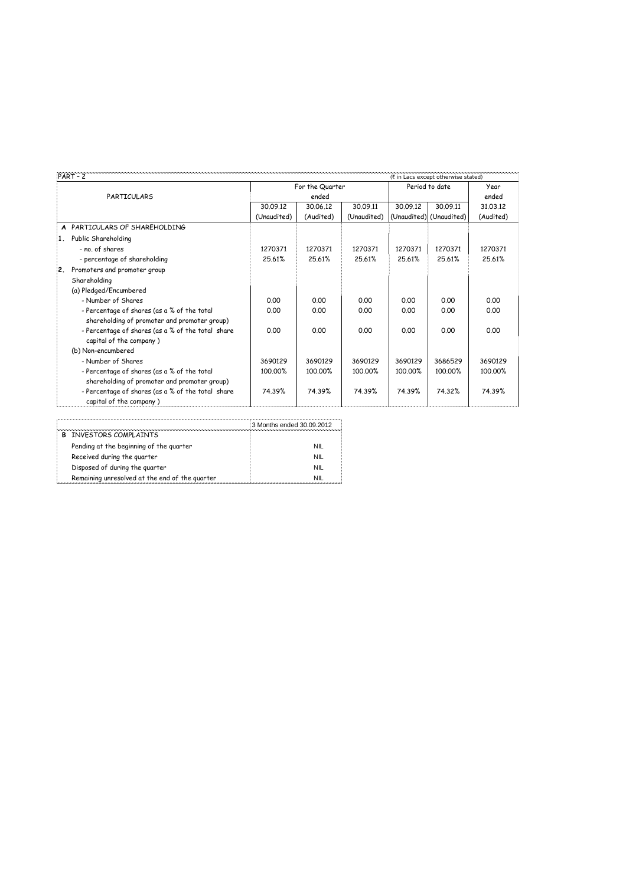PART – 2

(₹ in Lacs except otherwise stated)

| PARTICULARS | For the Quarter ended | | | Period to date | | Year ended |
|---|---|---|---|---|---|---|
| | 30.09.12 | 30.06.12 | 30.09.11 | 30.09.12 | 30.09.11 | 31.03.12 |
| | (Unaudited) | (Audited) | (Unaudited) | (Unaudited) | (Unaudited) | (Audited) |
| **A** PARTICULARS OF SHAREHOLDING | | | | | | |
| **1.** Public Shareholding | | | | | | |
| - no. of shares | 1270371 | 1270371 | 1270371 | 1270371 | 1270371 | 1270371 |
| - percentage of shareholding | 25.61% | 25.61% | 25.61% | 25.61% | 25.61% | 25.61% |
| **2.** Promoters and promoter group Shareholding | | | | | | |
| (a) Pledged/Encumbered | | | | | | |
| - Number of Shares | 0.00 | 0.00 | 0.00 | 0.00 | 0.00 | 0.00 |
| - Percentage of shares (as a % of the total shareholding of promoter and promoter group) | 0.00 | 0.00 | 0.00 | 0.00 | 0.00 | 0.00 |
| - Percentage of shares (as a % of the total share capital of the company ) | 0.00 | 0.00 | 0.00 | 0.00 | 0.00 | 0.00 |
| (b) Non-encumbered | | | | | | |
| - Number of Shares | 3690129 | 3690129 | 3690129 | 3690129 | 3686529 | 3690129 |
| - Percentage of shares (as a % of the total shareholding of promoter and promoter group) | 100.00% | 100.00% | 100.00% | 100.00% | 100.00% | 100.00% |
| - Percentage of shares (as a % of the total share capital of the company ) | 74.39% | 74.39% | 74.39% | 74.39% | 74.32% | 74.39% |

| | 3 Months ended 30.09.2012 |
|---|---|
| **B** INVESTORS COMPLAINTS | |
| Pending at the beginning of the quarter | NIL |
| Received during the quarter | NIL |
| Disposed of during the quarter | NIL |
| Remaining unresolved at the end of the quarter | NIL |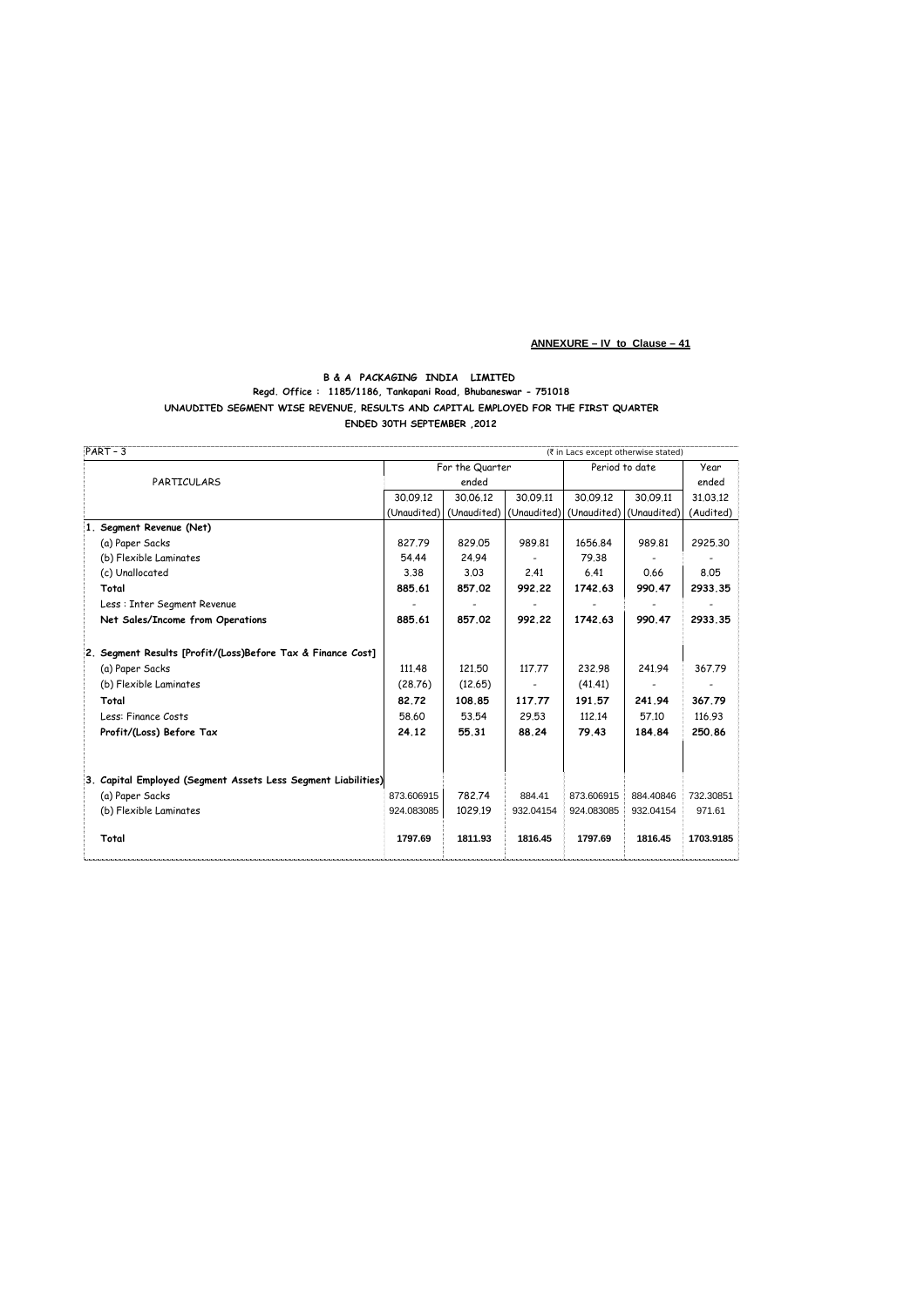**ANNEXURE – IV to Clause – 41**

**B & A PACKAGING INDIA LIMITED**

**Regd. Office : 1185/1186, Tankapani Road, Bhubaneswar - 751018**

**UNAUDITED SEGMENT WISE REVENUE, RESULTS AND CAPITAL EMPLOYED FOR THE FIRST QUARTER ENDED 30TH SEPTEMBER ,2012**

PART – 3 (₹ in Lacs except otherwise stated)

| PARTICULARS | For the Quarter ended | | | Period to date | | Year ended |
|---|---|---|---|---|---|---|
| | 30.09.12 | 30.06.12 | 30.09.11 | 30.09.12 | 30.09.11 | 31.03.12 |
| | (Unaudited) | (Unaudited) | (Unaudited) | (Unaudited) | (Unaudited) | (Audited) |
| **1. Segment Revenue (Net)** | | | | | | |
| (a) Paper Sacks | 827.79 | 829.05 | 989.81 | 1656.84 | 989.81 | 2925.30 |
| (b) Flexible Laminates | 54.44 | 24.94 | - | 79.38 | - | - |
| (c) Unallocated | 3.38 | 3.03 | 2.41 | 6.41 | 0.66 | 8.05 |
| **Total** | **885.61** | **857.02** | **992.22** | **1742.63** | **990.47** | **2933.35** |
| Less : Inter Segment Revenue | - | - | - | - | - | - |
| **Net Sales/Income from Operations** | **885.61** | **857.02** | **992.22** | **1742.63** | **990.47** | **2933.35** |
| **2. Segment Results [Profit/(Loss)Before Tax & Finance Cost]** | | | | | | |
| (a) Paper Sacks | 111.48 | 121.50 | 117.77 | 232.98 | 241.94 | 367.79 |
| (b) Flexible Laminates | (28.76) | (12.65) | - | (41.41) | - | - |
| **Total** | **82.72** | **108.85** | **117.77** | **191.57** | **241.94** | **367.79** |
| Less: Finance Costs | 58.60 | 53.54 | 29.53 | 112.14 | 57.10 | 116.93 |
| **Profit/(Loss) Before Tax** | **24.12** | **55.31** | **88.24** | **79.43** | **184.84** | **250.86** |
| **3. Capital Employed (Segment Assets Less Segment Liabilities)** | | | | | | |
| (a) Paper Sacks | 873.606915 | 782.74 | 884.41 | 873.606915 | 884.40846 | 732.30851 |
| (b) Flexible Laminates | 924.083085 | 1029.19 | 932.04154 | 924.083085 | 932.04154 | 971.61 |
| **Total** | **1797.69** | **1811.93** | **1816.45** | **1797.69** | **1816.45** | **1703.9185** |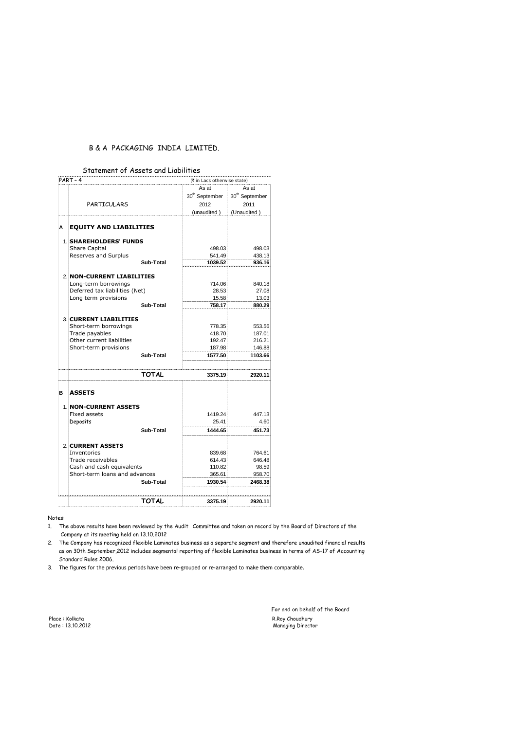# B & A PACKAGING INDIA LIMITED.

## Statement of Assets and Liabilities

| PART – 4 | | (₹ in Lacs otherwise state) | |
|---|---|---|---|
| | PARTICULARS | As at 30th September 2012 (unaudited ) | As at 30th September 2011 (Unaudited ) |
| **A** | **EQUITY AND LIABILITIES** | | |
| 1. | **SHAREHOLDERS' FUNDS** | | |
| | Share Capital | 498.03 | 498.03 |
| | Reserves and Surplus | 541.49 | 438.13 |
| | **Sub-Total** | **1039.52** | **936.16** |
| 2. | **NON-CURRENT LIABILITIES** | | |
| | Long-term borrowings | 714.06 | 840.18 |
| | Deferred tax liabilities (Net) | 28.53 | 27.08 |
| | Long term provisions | 15.58 | 13.03 |
| | **Sub-Total** | **758.17** | **880.29** |
| 3. | **CURRENT LIABILITIES** | | |
| | Short-term borrowings | 778.35 | 553.56 |
| | Trade payables | 418.70 | 187.01 |
| | Other current liabilities | 192.47 | 216.21 |
| | Short-term provisions | 187.98 | 146.88 |
| | **Sub-Total** | **1577.50** | **1103.66** |
| | **TOTAL** | **3375.19** | **2920.11** |
| **B** | **ASSETS** | | |
| 1. | **NON-CURRENT ASSETS** | | |
| | Fixed assets | 1419.24 | 447.13 |
| | Deposits | 25.41 | 4.60 |
| | **Sub-Total** | **1444.65** | **451.73** |
| 2. | **CURRENT ASSETS** | | |
| | Inventories | 839.68 | 764.61 |
| | Trade receivables | 614.43 | 646.48 |
| | Cash and cash equivalents | 110.82 | 98.59 |
| | Short-term loans and advances | 365.61 | 958.70 |
| | **Sub-Total** | **1930.54** | **2468.38** |
| | **TOTAL** | **3375.19** | **2920.11** |

Notes:

1. The above results have been reviewed by the Audit Committee and taken on record by the Board of Directors of the Company at its meeting held on 13.10.2012
2. The Company has recognized flexible Laminates business as a separate segment and therefore unaudited financial results as on 30th September,2012 includes segmental reporting of flexible Laminates business in terms of AS-17 of Accounting Standard Rules 2006.
3. The figures for the previous periods have been re-grouped or re-arranged to make them comparable.

For and on behalf of the Board

Place : Kolkata
Date : 13.10.2012

R.Roy Choudhury
Managing Director